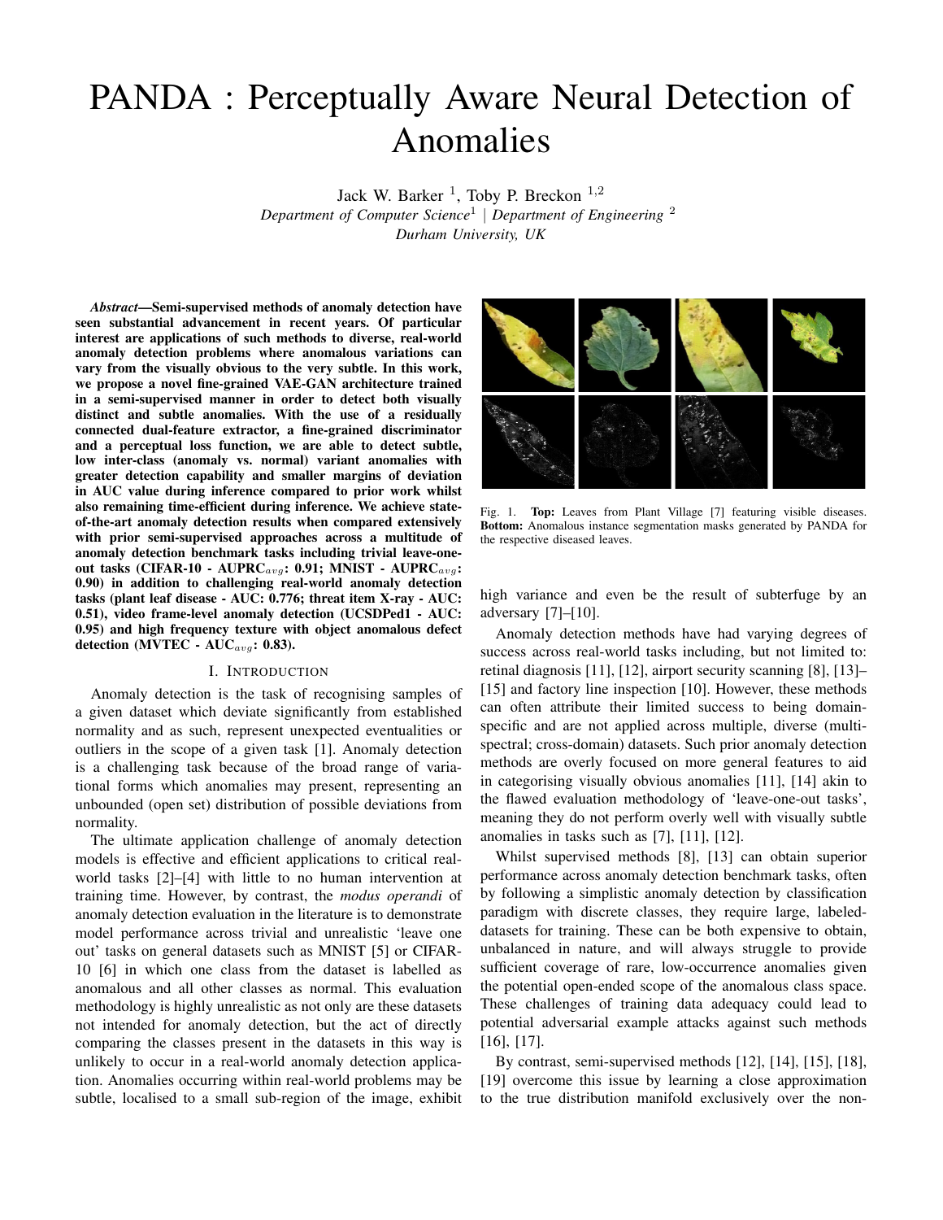# PANDA : Perceptually Aware Neural Detection of Anomalies

Jack W. Barker [1], Toby P. Breckon [1,2]

*Department of Computer Science*[1] | *Department of Engineering* [2]

*Durham University, UK*

***Abstract*—Semi-supervised methods of anomaly detection have seen substantial advancement in recent years. Of particular interest are applications of such methods to diverse, real-world anomaly detection problems where anomalous variations can vary from the visually obvious to the very subtle. In this work, we propose a novel fine-grained VAE-GAN architecture trained in a semi-supervised manner in order to detect both visually distinct and subtle anomalies. With the use of a residually connected dual-feature extractor, a fine-grained discriminator and a perceptual loss function, we are able to detect subtle, low inter-class (anomaly vs. normal) variant anomalies with greater detection capability and smaller margins of deviation in AUC value during inference compared to prior work whilst also remaining time-efficient during inference. We achieve state-of-the-art anomaly detection results when compared extensively with prior semi-supervised approaches across a multitude of anomaly detection benchmark tasks including trivial leave-one-out tasks (CIFAR-10 - AUPRC$_{avg}$: 0.91; MNIST - AUPRC$_{avg}$: 0.90) in addition to challenging real-world anomaly detection tasks (plant leaf disease - AUC: 0.776; threat item X-ray - AUC: 0.51), video frame-level anomaly detection (UCSDPed1 - AUC: 0.95) and high frequency texture with object anomalous defect detection (MVTEC - AUC$_{avg}$: 0.83).**

## I. Introduction

Anomaly detection is the task of recognising samples of a given dataset which deviate significantly from established normality and as such, represent unexpected eventualities or outliers in the scope of a given task [1]. Anomaly detection is a challenging task because of the broad range of variational forms which anomalies may present, representing an unbounded (open set) distribution of possible deviations from normality.

The ultimate application challenge of anomaly detection models is effective and efficient applications to critical real-world tasks [2]–[4] with little to no human intervention at training time. However, by contrast, the *modus operandi* of anomaly detection evaluation in the literature is to demonstrate model performance across trivial and unrealistic 'leave one out' tasks on general datasets such as MNIST [5] or CIFAR-10 [6] in which one class from the dataset is labelled as anomalous and all other classes as normal. This evaluation methodology is highly unrealistic as not only are these datasets not intended for anomaly detection, but the act of directly comparing the classes present in the datasets in this way is unlikely to occur in a real-world anomaly detection application. Anomalies occurring within real-world problems may be subtle, localised to a small sub-region of the image, exhibit high variance and even be the result of subterfuge by an adversary [7]–[10].

Fig. 1. **Top:** Leaves from Plant Village [7] featuring visible diseases. **Bottom:** Anomalous instance segmentation masks generated by PANDA for the respective diseased leaves.

Anomaly detection methods have had varying degrees of success across real-world tasks including, but not limited to: retinal diagnosis [11], [12], airport security scanning [8], [13]–[15] and factory line inspection [10]. However, these methods can often attribute their limited success to being domain-specific and are not applied across multiple, diverse (multi-spectral; cross-domain) datasets. Such prior anomaly detection methods are overly focused on more general features to aid in categorising visually obvious anomalies [11], [14] akin to the flawed evaluation methodology of 'leave-one-out tasks', meaning they do not perform overly well with visually subtle anomalies in tasks such as [7], [11], [12].

Whilst supervised methods [8], [13] can obtain superior performance across anomaly detection benchmark tasks, often by following a simplistic anomaly detection by classification paradigm with discrete classes, they require large, labeled-datasets for training. These can be both expensive to obtain, unbalanced in nature, and will always struggle to provide sufficient coverage of rare, low-occurrence anomalies given the potential open-ended scope of the anomalous class space. These challenges of training data adequacy could lead to potential adversarial example attacks against such methods [16], [17].

By contrast, semi-supervised methods [12], [14], [15], [18], [19] overcome this issue by learning a close approximation to the true distribution manifold exclusively over the non-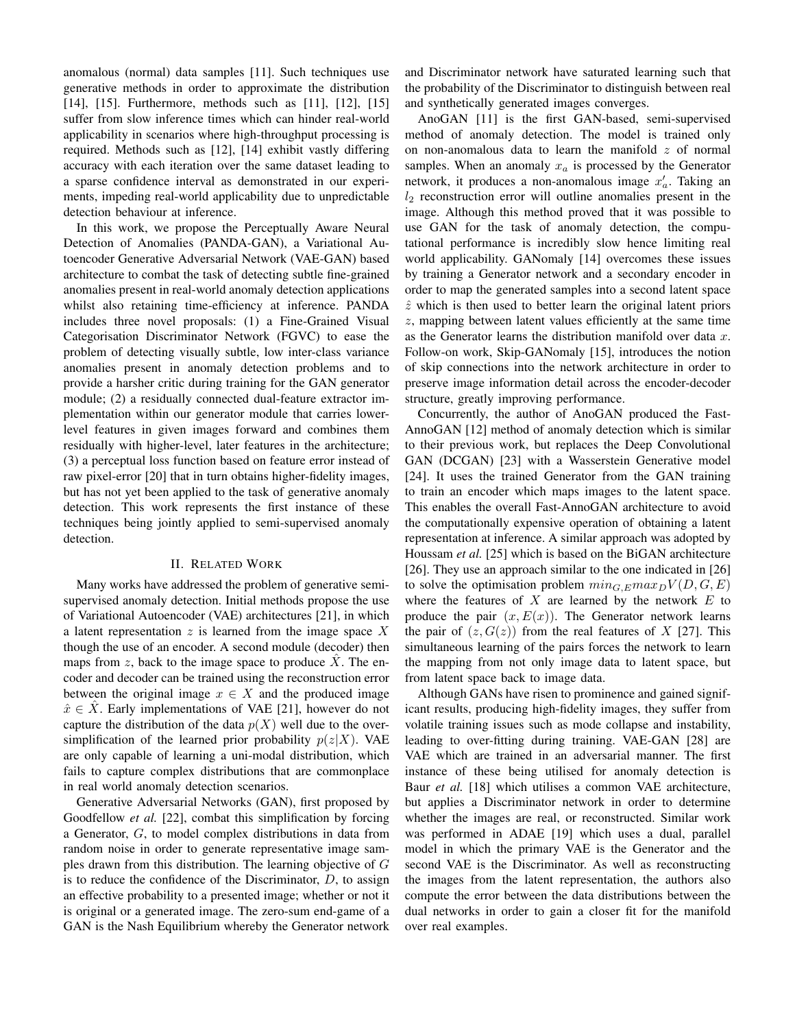anomalous (normal) data samples [11]. Such techniques use generative methods in order to approximate the distribution [14], [15]. Furthermore, methods such as [11], [12], [15] suffer from slow inference times which can hinder real-world applicability in scenarios where high-throughput processing is required. Methods such as [12], [14] exhibit vastly differing accuracy with each iteration over the same dataset leading to a sparse confidence interval as demonstrated in our experiments, impeding real-world applicability due to unpredictable detection behaviour at inference.

In this work, we propose the Perceptually Aware Neural Detection of Anomalies (PANDA-GAN), a Variational Autoencoder Generative Adversarial Network (VAE-GAN) based architecture to combat the task of detecting subtle fine-grained anomalies present in real-world anomaly detection applications whilst also retaining time-efficiency at inference. PANDA includes three novel proposals: (1) a Fine-Grained Visual Categorisation Discriminator Network (FGVC) to ease the problem of detecting visually subtle, low inter-class variance anomalies present in anomaly detection problems and to provide a harsher critic during training for the GAN generator module; (2) a residually connected dual-feature extractor implementation within our generator module that carries lower-level features in given images forward and combines them residually with higher-level, later features in the architecture; (3) a perceptual loss function based on feature error instead of raw pixel-error [20] that in turn obtains higher-fidelity images, but has not yet been applied to the task of generative anomaly detection. This work represents the first instance of these techniques being jointly applied to semi-supervised anomaly detection.

## II. Related Work

Many works have addressed the problem of generative semi-supervised anomaly detection. Initial methods propose the use of Variational Autoencoder (VAE) architectures [21], in which a latent representation $z$ is learned from the image space $X$ though the use of an encoder. A second module (decoder) then maps from $z$, back to the image space to produce $\hat{X}$. The encoder and decoder can be trained using the reconstruction error between the original image $x \in X$ and the produced image $\hat{x} \in \hat{X}$. Early implementations of VAE [21], however do not capture the distribution of the data $p(X)$ well due to the over-simplification of the learned prior probability $p(z|X)$. VAE are only capable of learning a uni-modal distribution, which fails to capture complex distributions that are commonplace in real world anomaly detection scenarios.

Generative Adversarial Networks (GAN), first proposed by Goodfellow *et al.* [22], combat this simplification by forcing a Generator, $G$, to model complex distributions in data from random noise in order to generate representative image samples drawn from this distribution. The learning objective of $G$ is to reduce the confidence of the Discriminator, $D$, to assign an effective probability to a presented image; whether or not it is original or a generated image. The zero-sum end-game of a GAN is the Nash Equilibrium whereby the Generator network and Discriminator network have saturated learning such that the probability of the Discriminator to distinguish between real and synthetically generated images converges.

AnoGAN [11] is the first GAN-based, semi-supervised method of anomaly detection. The model is trained only on non-anomalous data to learn the manifold $z$ of normal samples. When an anomaly $x_a$ is processed by the Generator network, it produces a non-anomalous image $x'_a$. Taking an $l_2$ reconstruction error will outline anomalies present in the image. Although this method proved that it was possible to use GAN for the task of anomaly detection, the computational performance is incredibly slow hence limiting real world applicability. GANomaly [14] overcomes these issues by training a Generator network and a secondary encoder in order to map the generated samples into a second latent space $\hat{z}$ which is then used to better learn the original latent priors $z$, mapping between latent values efficiently at the same time as the Generator learns the distribution manifold over data $x$. Follow-on work, Skip-GANomaly [15], introduces the notion of skip connections into the network architecture in order to preserve image information detail across the encoder-decoder structure, greatly improving performance.

Concurrently, the author of AnoGAN produced the Fast-AnnoGAN [12] method of anomaly detection which is similar to their previous work, but replaces the Deep Convolutional GAN (DCGAN) [23] with a Wasserstein Generative model [24]. It uses the trained Generator from the GAN training to train an encoder which maps images to the latent space. This enables the overall Fast-AnnoGAN architecture to avoid the computationally expensive operation of obtaining a latent representation at inference. A similar approach was adopted by Houssam *et al.* [25] which is based on the BiGAN architecture [26]. They use an approach similar to the one indicated in [26] to solve the optimisation problem $min_{G,E} max_D V(D, G, E)$ where the features of $X$ are learned by the network $E$ to produce the pair $(x, E(x))$. The Generator network learns the pair of $(z, G(z))$ from the real features of $X$ [27]. This simultaneous learning of the pairs forces the network to learn the mapping from not only image data to latent space, but from latent space back to image data.

Although GANs have risen to prominence and gained significant results, producing high-fidelity images, they suffer from volatile training issues such as mode collapse and instability, leading to over-fitting during training. VAE-GAN [28] are VAE which are trained in an adversarial manner. The first instance of these being utilised for anomaly detection is Baur *et al.* [18] which utilises a common VAE architecture, but applies a Discriminator network in order to determine whether the images are real, or reconstructed. Similar work was performed in ADAE [19] which uses a dual, parallel model in which the primary VAE is the Generator and the second VAE is the Discriminator. As well as reconstructing the images from the latent representation, the authors also compute the error between the data distributions between the dual networks in order to gain a closer fit for the manifold over real examples.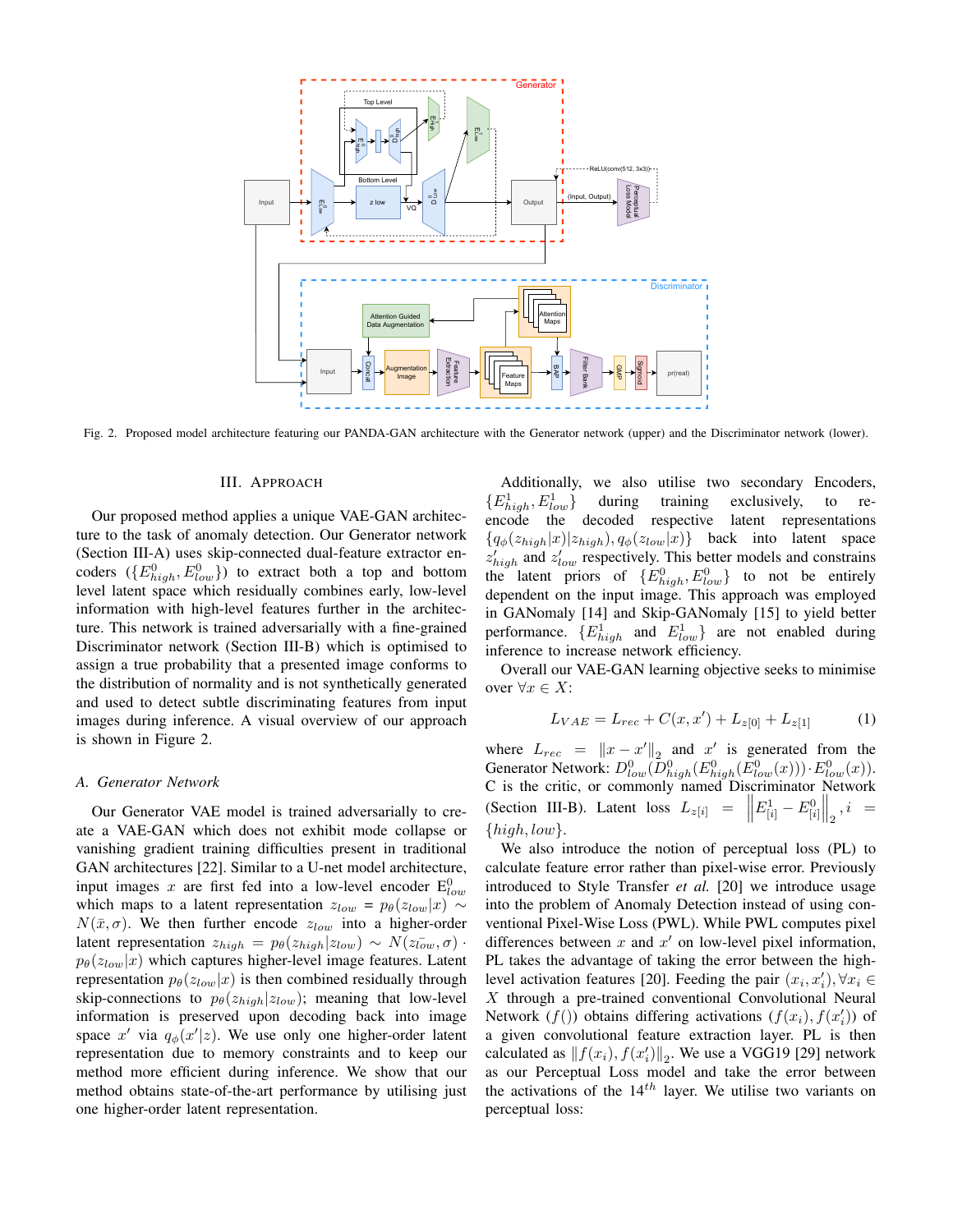Fig. 2. Proposed model architecture featuring our PANDA-GAN architecture with the Generator network (upper) and the Discriminator network (lower).

## III. Approach

Our proposed method applies a unique VAE-GAN architecture to the task of anomaly detection. Our Generator network (Section III-A) uses skip-connected dual-feature extractor encoders ($\{E^0_{high}, E^0_{low}\}$) to extract both a top and bottom level latent space which residually combines early, low-level information with high-level features further in the architecture. This network is trained adversarially with a fine-grained Discriminator network (Section III-B) which is optimised to assign a true probability that a presented image conforms to the distribution of normality and is not synthetically generated and used to detect subtle discriminating features from input images during inference. A visual overview of our approach is shown in Figure 2.

### A. Generator Network

Our Generator VAE model is trained adversarially to create a VAE-GAN which does not exhibit mode collapse or vanishing gradient training difficulties present in traditional GAN architectures [22]. Similar to a U-net model architecture, input images $x$ are first fed into a low-level encoder $E^0_{low}$ which maps to a latent representation $z_{low} = p_\theta(z_{low}|x) \sim N(\bar{x}, \sigma)$. We then further encode $z_{low}$ into a higher-order latent representation $z_{high} = p_\theta(z_{high}|z_{low}) \sim N(\bar{z_{low}}, \sigma) \cdot p_\theta(z_{low}|x)$ which captures higher-level image features. Latent representation $p_\theta(z_{low}|x)$ is then combined residually through skip-connections to $p_\theta(z_{high}|z_{low})$; meaning that low-level information is preserved upon decoding back into image space $x'$ via $q_\phi(x'|z)$. We use only one higher-order latent representation due to memory constraints and to keep our method more efficient during inference. We show that our method obtains state-of-the-art performance by utilising just one higher-order latent representation.

Additionally, we also utilise two secondary Encoders, $\{E^1_{high}, E^1_{low}\}$ during training exclusively, to re-encode the decoded respective latent representations $\{q_\phi(z_{high}|x)|z_{high}), q_\phi(z_{low}|x)\}$ back into latent space $z'_{high}$ and $z'_{low}$ respectively. This better models and constrains the latent priors of $\{E^0_{high}, E^0_{low}\}$ to not be entirely dependent on the input image. This approach was employed in GANomaly [14] and Skip-GANomaly [15] to yield better performance. $\{E^1_{high}$ and $E^1_{low}\}$ are not enabled during inference to increase network efficiency.

Overall our VAE-GAN learning objective seeks to minimise over $\forall x \in X$:

$$L_{VAE} = L_{rec} + C(x, x') + L_{z[0]} + L_{z[1]} \tag{1}$$

where $L_{rec} = \|x - x'\|_2$ and $x'$ is generated from the Generator Network: $D^0_{low}(D^0_{high}(E^0_{high}(E^0_{low}(x))) \cdot E^0_{low}(x))$. C is the critic, or commonly named Discriminator Network (Section III-B). Latent loss $L_{z[i]} = \left\| E^1_{[i]} - E^0_{[i]} \right\|_2, i = \{high, low\}$.

We also introduce the notion of perceptual loss (PL) to calculate feature error rather than pixel-wise error. Previously introduced to Style Transfer *et al.* [20] we introduce usage into the problem of Anomaly Detection instead of using conventional Pixel-Wise Loss (PWL). While PWL computes pixel differences between $x$ and $x'$ on low-level pixel information, PL takes the advantage of taking the error between the high-level activation features [20]. Feeding the pair $(x_i, x'_i), \forall x_i \in X$ through a pre-trained conventional Convolutional Neural Network $(f())$ obtains differing activations $(f(x_i), f(x'_i))$ of a given convolutional feature extraction layer. PL is then calculated as $\|f(x_i), f(x'_i)\|_2$. We use a VGG19 [29] network as our Perceptual Loss model and take the error between the activations of the $14^{th}$ layer. We utilise two variants on perceptual loss: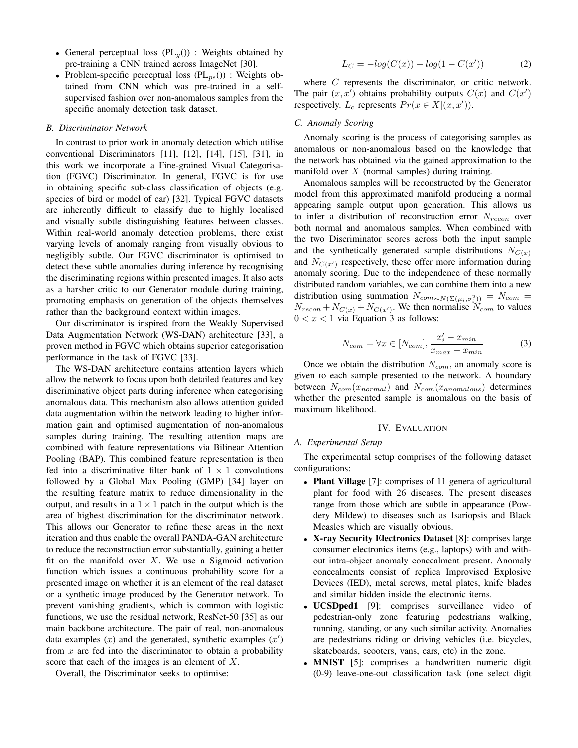- General perceptual loss ($\text{PL}_g()$) : Weights obtained by pre-training a CNN trained across ImageNet [30].
- Problem-specific perceptual loss ($\text{PL}_{ps}()$) : Weights obtained from CNN which was pre-trained in a self-supervised fashion over non-anomalous samples from the specific anomaly detection task dataset.

### B. Discriminator Network

In contrast to prior work in anomaly detection which utilise conventional Discriminators [11], [12], [14], [15], [31], in this work we incorporate a Fine-grained Visual Categorisation (FGVC) Discriminator. In general, FGVC is for use in obtaining specific sub-class classification of objects (e.g. species of bird or model of car) [32]. Typical FGVC datasets are inherently difficult to classify due to highly localised and visually subtle distinguishing features between classes. Within real-world anomaly detection problems, there exist varying levels of anomaly ranging from visually obvious to negligibly subtle. Our FGVC discriminator is optimised to detect these subtle anomalies during inference by recognising the discriminating regions within presented images. It also acts as a harsher critic to our Generator module during training, promoting emphasis on generation of the objects themselves rather than the background context within images.

Our discriminator is inspired from the Weakly Supervised Data Augmentation Network (WS-DAN) architecture [33], a proven method in FGVC which obtains superior categorisation performance in the task of FGVC [33].

The WS-DAN architecture contains attention layers which allow the network to focus upon both detailed features and key discriminative object parts during inference when categorising anomalous data. This mechanism also allows attention guided data augmentation within the network leading to higher information gain and optimised augmentation of non-anomalous samples during training. The resulting attention maps are combined with feature representations via Bilinear Attention Pooling (BAP). This combined feature representation is then fed into a discriminative filter bank of $1 \times 1$ convolutions followed by a Global Max Pooling (GMP) [34] layer on the resulting feature matrix to reduce dimensionality in the output, and results in a $1 \times 1$ patch in the output which is the area of highest discrimination for the discriminator network. This allows our Generator to refine these areas in the next iteration and thus enable the overall PANDA-GAN architecture to reduce the reconstruction error substantially, gaining a better fit on the manifold over $X$. We use a Sigmoid activation function which issues a continuous probability score for a presented image on whether it is an element of the real dataset or a synthetic image produced by the Generator network. To prevent vanishing gradients, which is common with logistic functions, we use the residual network, ResNet-50 [35] as our main backbone architecture. The pair of real, non-anomalous data examples ($x$) and the generated, synthetic examples ($x'$) from $x$ are fed into the discriminator to obtain a probability score that each of the images is an element of $X$.

Overall, the Discriminator seeks to optimise:

$$L_C = -log(C(x)) - log(1 - C(x')) \tag{2}$$

where $C$ represents the discriminator, or critic network. The pair $(x, x')$ obtains probability outputs $C(x)$ and $C(x')$ respectively. $L_c$ represents $Pr(x \in X|(x, x'))$.

### C. Anomaly Scoring

Anomaly scoring is the process of categorising samples as anomalous or non-anomalous based on the knowledge that the network has obtained via the gained approximation to the manifold over $X$ (normal samples) during training.

Anomalous samples will be reconstructed by the Generator model from this approximated manifold producing a normal appearing sample output upon generation. This allows us to infer a distribution of reconstruction error $N_{recon}$ over both normal and anomalous samples. When combined with the two Discriminator scores across both the input sample and the synthetically generated sample distributions $N_{C(x)}$ and $N_{C(x')}$ respectively, these offer more information during anomaly scoring. Due to the independence of these normally distributed random variables, we can combine them into a new distribution using summation $N_{com \sim N(\Sigma(\mu_i, \sigma_i^2))} = N_{com} = N_{recon} + N_{C(x)} + N_{C(x')}$. We then normalise $N_{com}$ to values $0 < x < 1$ via Equation 3 as follows:

$$N_{com} = \forall x \in [N_{com}], \frac{x_i' - x_{min}}{x_{max} - x_{min}} \tag{3}$$

Once we obtain the distribution $N_{com}$, an anomaly score is given to each sample presented to the network. A boundary between $N_{com}(x_{normal})$ and $N_{com}(x_{anomalous})$ determines whether the presented sample is anomalous on the basis of maximum likelihood.

## IV. Evaluation

### A. Experimental Setup

The experimental setup comprises of the following dataset configurations:

- **Plant Village** [7]: comprises of 11 genera of agricultural plant for food with 26 diseases. The present diseases range from those which are subtle in appearance (Powdery Mildew) to diseases such as Isariopsis and Black Measles which are visually obvious.
- **X-ray Security Electronics Dataset** [8]: comprises large consumer electronics items (e.g., laptops) with and without intra-object anomaly concealment present. Anomaly concealments consist of replica Improvised Explosive Devices (IED), metal screws, metal plates, knife blades and similar hidden inside the electronic items.
- **UCSDped1** [9]: comprises surveillance video of pedestrian-only zone featuring pedestrians walking, running, standing, or any such similar activity. Anomalies are pedestrians riding or driving vehicles (i.e. bicycles, skateboards, scooters, vans, cars, etc) in the zone.
- **MNIST** [5]: comprises a handwritten numeric digit (0-9) leave-one-out classification task (one select digit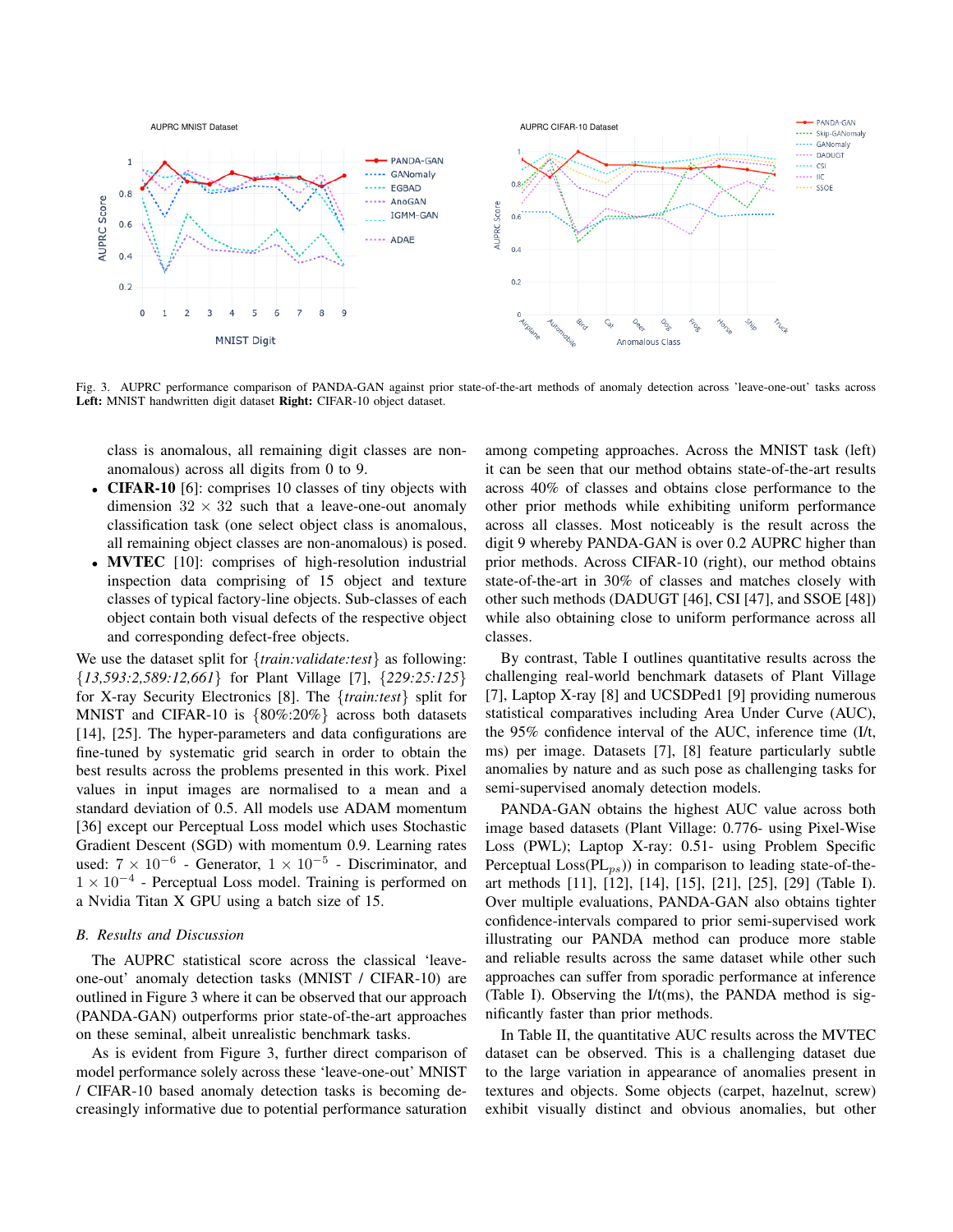Fig. 3. AUPRC performance comparison of PANDA-GAN against prior state-of-the-art methods of anomaly detection across 'leave-one-out' tasks across **Left:** MNIST handwritten digit dataset **Right:** CIFAR-10 object dataset.

class is anomalous, all remaining digit classes are non-anomalous) across all digits from 0 to 9.

- **CIFAR-10** [6]: comprises 10 classes of tiny objects with dimension $32 \times 32$ such that a leave-out anomaly classification task (one select object class is anomalous, all remaining object classes are non-anomalous) is posed.
- **MVTEC** [10]: comprises of high-resolution industrial inspection data comprising of 15 object and texture classes of typical factory-line objects. Sub-classes of each object contain both visual defects of the respective object and corresponding defect-free objects.

We use the dataset split for {*train:validate:test*} as following: {*13,593:2,589:12,661*} for Plant Village [7], {*229:25:125*} for X-ray Security Electronics [8]. The {*train:test*} split for MNIST and CIFAR-10 is {80%:20%} across both datasets [14], [25]. The hyper-parameters and data configurations are fine-tuned by systematic grid search in order to obtain the best results across the problems presented in this work. Pixel values in input images are normalised to a mean and a standard deviation of 0.5. All models use ADAM momentum [36] except our Perceptual Loss model which uses Stochastic Gradient Descent (SGD) with momentum 0.9. Learning rates used: $7 \times 10^{-6}$ - Generator, $1 \times 10^{-5}$ - Discriminator, and $1 \times 10^{-4}$ - Perceptual Loss model. Training is performed on a Nvidia Titan X GPU using a batch size of 15.

### B. Results and Discussion

The AUPRC statistical score across the classical 'leave-one-out' anomaly detection tasks (MNIST / CIFAR-10) are outlined in Figure 3 where it can be observed that our approach (PANDA-GAN) outperforms prior state-of-the-art approaches on these seminal, albeit unrealistic benchmark tasks.

As is evident from Figure 3, further direct comparison of model performance solely across these 'leave-one-out' MNIST / CIFAR-10 based anomaly detection tasks is becoming decreasingly informative due to potential performance saturation among competing approaches. Across the MNIST task (left) it can be seen that our method obtains state-of-the-art results across 40% of classes and obtains close performance to the other prior methods while exhibiting uniform performance across all classes. Most noticeably is the result across the digit 9 whereby PANDA-GAN is over 0.2 AUPRC higher than prior methods. Across CIFAR-10 (right), our method obtains state-of-the-art in 30% of classes and matches closely with other such methods (DADUGT [46], CSI [47], and SSOE [48]) while also obtaining close to uniform performance across all classes.

By contrast, Table I outlines quantitative results across the challenging real-world benchmark datasets of Plant Village [7], Laptop X-ray [8] and UCSDPed1 [9] providing numerous statistical comparatives including Area Under Curve (AUC), the 95% confidence interval of the AUC, inference time (I/t, ms) per image. Datasets [7], [8] feature particularly subtle anomalies by nature and as such pose as challenging tasks for semi-supervised anomaly detection models.

PANDA-GAN obtains the highest AUC value across both image based datasets (Plant Village: 0.776- using Pixel-Wise Loss (PWL); Laptop X-ray: 0.51- using Problem Specific Perceptual Loss($PL_{ps}$)) in comparison to leading state-of-the-art methods [11], [12], [14], [15], [21], [25], [29] (Table I). Over multiple evaluations, PANDA-GAN also obtains tighter confidence-intervals compared to prior semi-supervised work illustrating our PANDA method can produce more stable and reliable results across the same dataset while other such approaches can suffer from sporadic performance at inference (Table I). Observing the I/t(ms), the PANDA method is significantly faster than prior methods.

In Table II, the quantitative AUC results across the MVTEC dataset can be observed. This is a challenging dataset due to the large variation in appearance of anomalies present in textures and objects. Some objects (carpet, hazelnut, screw) exhibit visually distinct and obvious anomalies, but other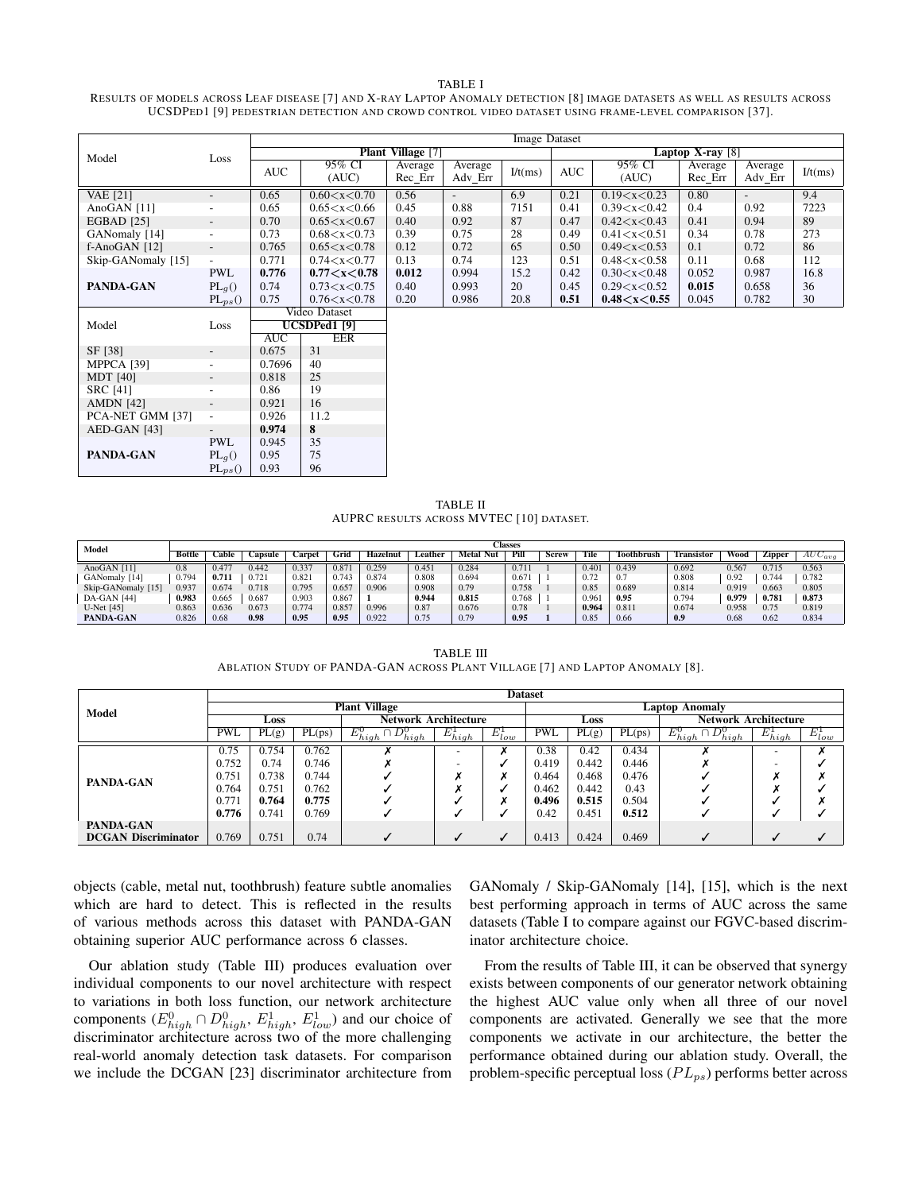TABLE I

RESULTS OF MODELS ACROSS LEAF DISEASE [7] AND X-RAY LAPTOP ANOMALY DETECTION [8] IMAGE DATASETS AS WELL AS RESULTS ACROSS UCSDPED1 [9] PEDESTRIAN DETECTION AND CROWD CONTROL VIDEO DATASET USING FRAME-LEVEL COMPARISON [37].

| Model | Loss | Image Dataset | | | | | | | | | |
|---|---|---|---|---|---|---|---|---|---|---|---|
| | | **Plant Village [7]** | | | | | **Laptop X-ray [8]** | | | | |
| | | AUC | 95% CI (AUC) | Average Rec_Err | Average Adv_Err | I/t(ms) | AUC | 95% CI (AUC) | Average Rec_Err | Average Adv_Err | I/t(ms) |
| VAE [21] | - | 0.65 | 0.60<x<0.70 | 0.56 | - | 6.9 | 0.21 | 0.19<x<0.23 | 0.80 | - | 9.4 |
| AnoGAN [11] | - | 0.65 | 0.65<x<0.66 | 0.45 | 0.88 | 7151 | 0.41 | 0.39<x<0.42 | 0.4 | 0.92 | 7223 |
| EGBAD [25] | - | 0.70 | 0.65<x<0.67 | 0.40 | 0.92 | 87 | 0.47 | 0.42<x<0.43 | 0.41 | 0.94 | 89 |
| GANomaly [14] | - | 0.73 | 0.68<x<0.73 | 0.39 | 0.75 | 28 | 0.49 | 0.41<x<0.51 | 0.34 | 0.78 | 273 |
| f-AnoGAN [12] | - | 0.765 | 0.65<x<0.78 | 0.12 | 0.72 | 65 | 0.50 | 0.49<x<0.53 | 0.1 | 0.72 | 86 |
| Skip-GANomaly [15] | - | 0.771 | 0.74<x<0.77 | 0.13 | 0.74 | 123 | 0.51 | 0.48<x<0.58 | 0.11 | 0.68 | 112 |
| **PANDA-GAN** | PWL | **0.776** | **0.77<x<0.78** | **0.012** | 0.994 | 15.2 | 0.42 | 0.30<x<0.48 | 0.052 | 0.987 | 16.8 |
| | $PL_g()$ | 0.74 | 0.73<x<0.75 | 0.40 | 0.993 | 20 | 0.45 | 0.29<x<0.52 | **0.015** | 0.658 | 36 |
| | $PL_{ps}()$ | 0.75 | 0.76<x<0.78 | 0.20 | 0.986 | 20.8 | **0.51** | **0.48<x<0.55** | 0.045 | 0.782 | 30 |

| Model | Loss | Video Dataset | |
|---|---|---|---|
| | | **UCSDPed1 [9]** | |
| | | AUC | EER |
| SF [38] | - | 0.675 | 31 |
| MPPCA [39] | - | 0.7696 | 40 |
| MDT [40] | - | 0.818 | 25 |
| SRC [41] | - | 0.86 | 19 |
| AMDN [42] | - | 0.921 | 16 |
| PCA-NET GMM [37] | - | 0.926 | 11.2 |
| AED-GAN [43] | - | **0.974** | **8** |
| **PANDA-GAN** | PWL | 0.945 | 35 |
| | $PL_g()$ | 0.95 | 75 |
| | $PL_{ps}()$ | 0.93 | 96 |

TABLE II

AUPRC RESULTS ACROSS MVTEC [10] DATASET.

| Model | Bottle | Cable | Capsule | Carpet | Grid | Hazelnut | Leather | Metal Nut | Pill | Screw | Tile | Toothbrush | Transistor | Wood | Zipper | $AUC_{avg}$ |
|---|---|---|---|---|---|---|---|---|---|---|---|---|---|---|---|---|
| AnoGAN [11] | 0.8 | 0.477 | 0.442 | 0.337 | 0.871 | 0.259 | 0.451 | 0.284 | 0.711 | 1 | 0.401 | 0.439 | 0.692 | 0.567 | 0.715 | 0.563 |
| GANomaly [14] | 0.794 | **0.711** | 0.721 | 0.821 | 0.743 | 0.874 | 0.808 | 0.694 | 0.671 | 1 | 0.72 | 0.7 | 0.808 | 0.92 | 0.744 | 0.782 |
| Skip-GANomaly [15] | 0.937 | 0.674 | 0.718 | 0.795 | 0.657 | 0.906 | 0.908 | 0.79 | 0.758 | 1 | 0.85 | 0.689 | 0.814 | 0.919 | 0.663 | 0.805 |
| DA-GAN [44] | **0.983** | 0.665 | 0.687 | 0.903 | 0.867 | **1** | **0.944** | **0.815** | 0.768 | 1 | 0.961 | **0.95** | 0.794 | **0.979** | **0.781** | **0.873** |
| U-Net [45] | 0.863 | 0.636 | 0.673 | 0.774 | 0.857 | 0.996 | 0.87 | 0.676 | 0.78 | 1 | **0.964** | 0.811 | 0.674 | 0.958 | 0.75 | 0.819 |
| **PANDA-GAN** | 0.826 | 0.68 | **0.98** | **0.95** | **0.95** | 0.922 | 0.75 | 0.79 | **0.95** | **1** | 0.85 | 0.66 | **0.9** | 0.68 | 0.62 | 0.834 |

TABLE III

ABLATION STUDY OF PANDA-GAN ACROSS PLANT VILLAGE [7] AND LAPTOP ANOMALY [8].

| Model | Plant Village | | | | | | Laptop Anomaly | | | | | |
|---|---|---|---|---|---|---|---|---|---|---|---|---|
| | Loss | | | Network Architecture | | | Loss | | | Network Architecture | | |
| | PWL | PL(g) | PL(ps) | $E^0_{high} \cap D^0_{high}$ | $E^1_{high}$ | $E^1_{low}$ | PWL | PL(g) | PL(ps) | $E^0_{high} \cap D^0_{high}$ | $E^1_{high}$ | $E^1_{low}$ |
| **PANDA-GAN** | 0.75 | 0.754 | 0.762 | ✗ | - | ✗ | 0.38 | 0.42 | 0.434 | ✗ | - | ✗ |
| | 0.752 | 0.74 | 0.746 | ✗ | - | ✓ | 0.419 | 0.442 | 0.446 | ✗ | - | ✓ |
| | 0.751 | 0.738 | 0.744 | ✓ | ✗ | ✗ | 0.464 | 0.468 | 0.476 | ✓ | ✗ | ✗ |
| | 0.764 | 0.751 | 0.762 | ✓ | ✗ | ✓ | 0.462 | 0.442 | 0.43 | ✓ | ✗ | ✓ |
| | 0.771 | **0.764** | **0.775** | ✓ | ✓ | ✗ | **0.496** | **0.515** | 0.504 | ✓ | ✓ | ✗ |
| | **0.776** | 0.741 | 0.769 | ✓ | ✓ | ✓ | 0.42 | 0.451 | **0.512** | ✓ | ✓ | ✓ |
| **PANDA-GAN DCGAN Discriminator** | 0.769 | 0.751 | 0.74 | ✓ | ✓ | ✓ | 0.413 | 0.424 | 0.469 | ✓ | ✓ | ✓ |

objects (cable, metal nut, toothbrush) feature subtle anomalies which are hard to detect. This is reflected in the results of various methods across this dataset with PANDA-GAN obtaining superior AUC performance across 6 classes.

Our ablation study (Table III) produces evaluation over individual components to our novel architecture with respect to variations in both loss function, our network architecture components ($E^0_{high} \cap D^0_{high}$, $E^1_{high}$, $E^1_{low}$) and our choice of discriminator architecture across two of the more challenging real-world anomaly detection task datasets. For comparison we include the DCGAN [23] discriminator architecture from GANomaly / Skip-GANomaly [14], [15], which is the next best performing approach in terms of AUC across the same datasets (Table I to compare against our FGVC-based discriminator architecture choice.

From the results of Table III, it can be observed that synergy exists between components of our generator network obtaining the highest AUC value only when all three of our novel components are activated. Generally we see that the more components we activate in our architecture, the better the performance obtained during our ablation study. Overall, the problem-specific perceptual loss ($PL_{ps}$) performs better across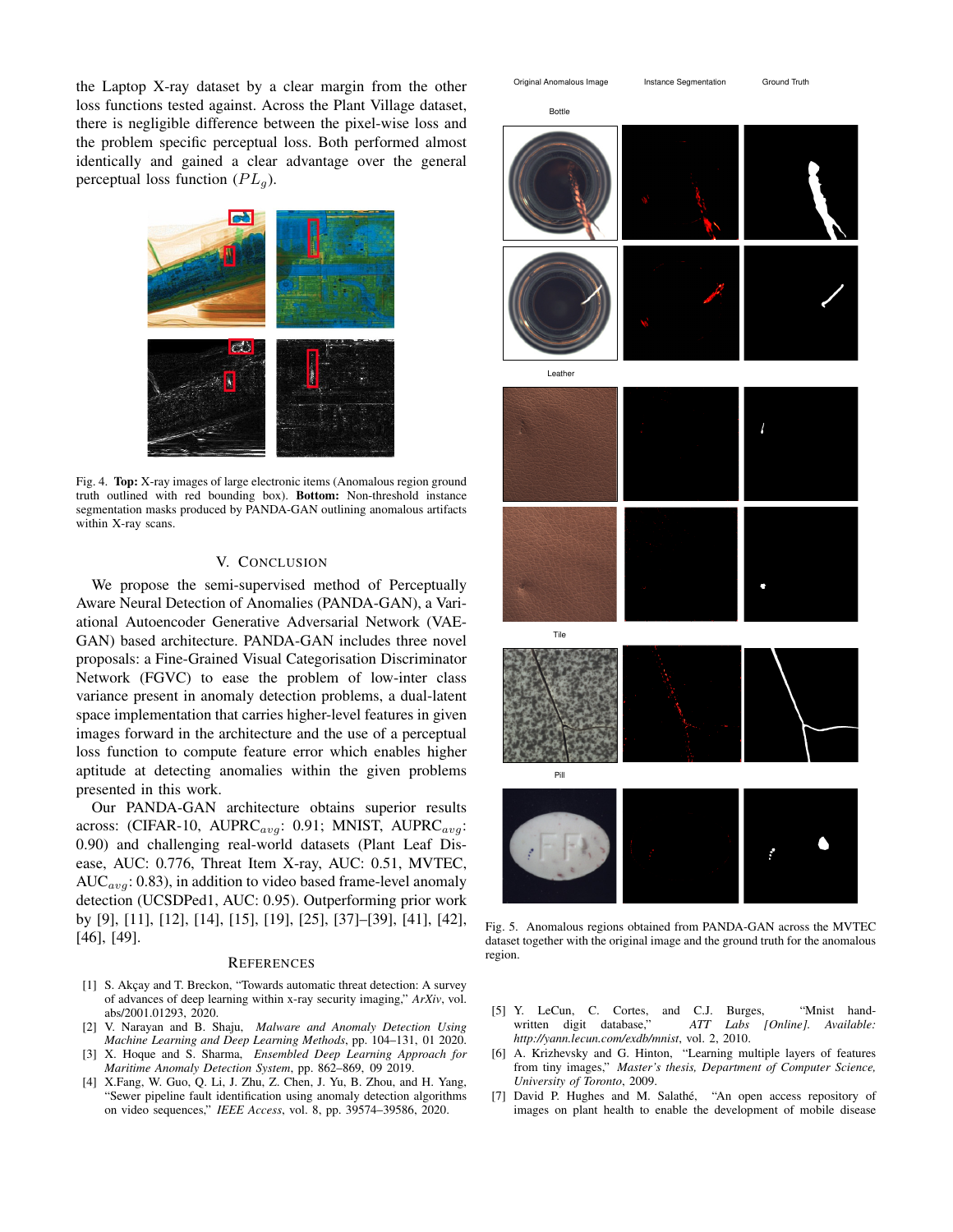the Laptop X-ray dataset by a clear margin from the other loss functions tested against. Across the Plant Village dataset, there is negligible difference between the pixel-wise loss and the problem specific perceptual loss. Both performed almost identically and gained a clear advantage over the general perceptual loss function ($PL_g$).

Fig. 4. **Top:** X-ray images of large electronic items (Anomalous region ground truth outlined with red bounding box). **Bottom:** Non-threshold instance segmentation masks produced by PANDA-GAN outlining anomalous artifacts within X-ray scans.

## V. Conclusion

We propose the semi-supervised method of Perceptually Aware Neural Detection of Anomalies (PANDA-GAN), a Variational Autoencoder Generative Adversarial Network (VAE-GAN) based architecture. PANDA-GAN includes three novel proposals: a Fine-Grained Visual Categorisation Discriminator Network (FGVC) to ease the problem of low-inter class variance present in anomaly detection problems, a dual-latent space implementation that carries higher-level features in given images forward in the architecture and the use of a perceptual loss function to compute feature error which enables higher aptitude at detecting anomalies within the given problems presented in this work.

Our PANDA-GAN architecture obtains superior results across: (CIFAR-10, AUPRC$_{avg}$: 0.91; MNIST, AUPRC$_{avg}$: 0.90) and challenging real-world datasets (Plant Leaf Disease, AUC: 0.776, Threat Item X-ray, AUC: 0.51, MVTEC, AUC$_{avg}$: 0.83), in addition to video based frame-level anomaly detection (UCSDPed1, AUC: 0.95). Outperforming prior work by [9], [11], [12], [14], [15], [19], [25], [37]–[39], [41], [42], [46], [49].

Fig. 5. Anomalous regions obtained from PANDA-GAN across the MVTEC dataset together with the original image and the ground truth for the anomalous region.

## References

[1] S. Akçay and T. Breckon, "Towards automatic threat detection: A survey of advances of deep learning within x-ray security imaging," *ArXiv*, vol. abs/2001.01293, 2020.

[2] V. Narayan and B. Shaju, *Malware and Anomaly Detection Using Machine Learning and Deep Learning Methods*, pp. 104–131, 01 2020.

[3] X. Hoque and S. Sharma, *Ensembled Deep Learning Approach for Maritime Anomaly Detection System*, pp. 862–869, 09 2019.

[4] X.Fang, W. Guo, Q. Li, J. Zhu, Z. Chen, J. Yu, B. Zhou, and H. Yang, "Sewer pipeline fault identification using anomaly detection algorithms on video sequences," *IEEE Access*, vol. 8, pp. 39574–39586, 2020.

[5] Y. LeCun, C. Cortes, and C.J. Burges, "Mnist handwritten digit database," *ATT Labs [Online]. Available: http://yann.lecun.com/exdb/mnist*, vol. 2, 2010.

[6] A. Krizhevsky and G. Hinton, "Learning multiple layers of features from tiny images," *Master's thesis, Department of Computer Science, University of Toronto*, 2009.

[7] David P. Hughes and M. Salathé, "An open access repository of images on plant health to enable the development of mobile disease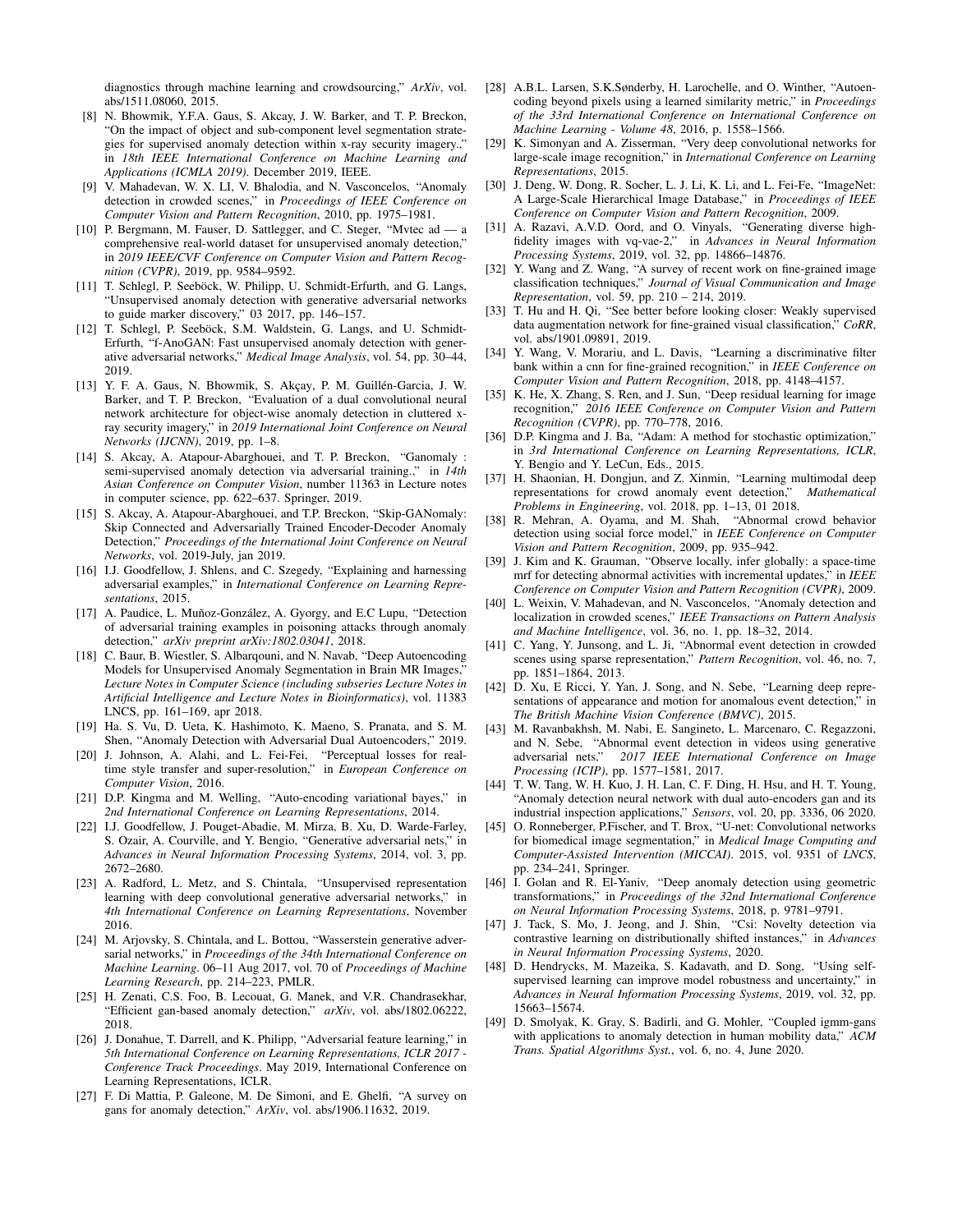diagnostics through machine learning and crowdsourcing," *ArXiv*, vol. abs/1511.08060, 2015.

[8] N. Bhowmik, Y.F.A. Gaus, S. Akcay, J. W. Barker, and T. P. Breckon, "On the impact of object and sub-component level segmentation strategies for supervised anomaly detection within x-ray security imagery.," in *18th IEEE International Conference on Machine Learning and Applications (ICMLA 2019)*. December 2019, IEEE.

[9] V. Mahadevan, W. X. LI, V. Bhalodia, and N. Vasconcelos, "Anomaly detection in crowded scenes," in *Proceedings of IEEE Conference on Computer Vision and Pattern Recognition*, 2010, pp. 1975–1981.

[10] P. Bergmann, M. Fauser, D. Sattlegger, and C. Steger, "Mvtec ad — a comprehensive real-world dataset for unsupervised anomaly detection," in *2019 IEEE/CVF Conference on Computer Vision and Pattern Recognition (CVPR)*, 2019, pp. 9584–9592.

[11] T. Schlegl, P. Seeböck, W. Philipp, U. Schmidt-Erfurth, and G. Langs, "Unsupervised anomaly detection with generative adversarial networks to guide marker discovery," 03 2017, pp. 146–157.

[12] T. Schlegl, P. Seeböck, S.M. Waldstein, G. Langs, and U. Schmidt-Erfurth, "f-AnoGAN: Fast unsupervised anomaly detection with generative adversarial networks," *Medical Image Analysis*, vol. 54, pp. 30–44, 2019.

[13] Y. F. A. Gaus, N. Bhowmik, S. Akçay, P. M. Guillén-Garcia, J. W. Barker, and T. P. Breckon, "Evaluation of a dual convolutional neural network architecture for object-wise anomaly detection in cluttered x-ray security imagery," in *2019 International Joint Conference on Neural Networks (IJCNN)*, 2019, pp. 1–8.

[14] S. Akcay, A. Atapour-Abarghouei, and T. P. Breckon, "Ganomaly : semi-supervised anomaly detection via adversarial training.," in *14th Asian Conference on Computer Vision*, number 11363 in Lecture notes in computer science, pp. 622–637. Springer, 2019.

[15] S. Akcay, A. Atapour-Abarghouei, and T.P. Breckon, "Skip-GANomaly: Skip Connected and Adversarially Trained Encoder-Decoder Anomaly Detection," *Proceedings of the International Joint Conference on Neural Networks*, vol. 2019-July, jan 2019.

[16] I.J. Goodfellow, J. Shlens, and C. Szegedy, "Explaining and harnessing adversarial examples," in *International Conference on Learning Representations*, 2015.

[17] A. Paudice, L. Muñoz-González, A. Gyorgy, and E.C Lupu, "Detection of adversarial training examples in poisoning attacks through anomaly detection," *arXiv preprint arXiv:1802.03041*, 2018.

[18] C. Baur, B. Wiestler, S. Albarqouni, and N. Navab, "Deep Autoencoding Models for Unsupervised Anomaly Segmentation in Brain MR Images," *Lecture Notes in Computer Science (including subseries Lecture Notes in Artificial Intelligence and Lecture Notes in Bioinformatics)*, vol. 11383 LNCS, pp. 161–169, apr 2018.

[19] Ha. S. Vu, D. Ueta, K. Hashimoto, K. Maeno, S. Pranata, and S. M. Shen, "Anomaly Detection with Adversarial Dual Autoencoders," 2019.

[20] J. Johnson, A. Alahi, and L. Fei-Fei, "Perceptual losses for real-time style transfer and super-resolution," in *European Conference on Computer Vision*, 2016.

[21] D.P. Kingma and M. Welling, "Auto-encoding variational bayes," in *2nd International Conference on Learning Representations*, 2014.

[22] I.J. Goodfellow, J. Pouget-Abadie, M. Mirza, B. Xu, D. Warde-Farley, S. Ozair, A. Courville, and Y. Bengio, "Generative adversarial nets," in *Advances in Neural Information Processing Systems*, 2014, vol. 3, pp. 2672–2680.

[23] A. Radford, L. Metz, and S. Chintala, "Unsupervised representation learning with deep convolutional generative adversarial networks," in *4th International Conference on Learning Representations*, November 2016.

[24] M. Arjovsky, S. Chintala, and L. Bottou, "Wasserstein generative adversarial networks," in *Proceedings of the 34th International Conference on Machine Learning*. 06–11 Aug 2017, vol. 70 of *Proceedings of Machine Learning Research*, pp. 214–223, PMLR.

[25] H. Zenati, C.S. Foo, B. Lecouat, G. Manek, and V.R. Chandrasekhar, "Efficient gan-based anomaly detection," *arXiv*, vol. abs/1802.06222, 2018.

[26] J. Donahue, T. Darrell, and K. Philipp, "Adversarial feature learning," in *5th International Conference on Learning Representations, ICLR 2017 - Conference Track Proceedings*. May 2019, International Conference on Learning Representations, ICLR.

[27] F. Di Mattia, P. Galeone, M. De Simoni, and E. Ghelfi, "A survey on gans for anomaly detection," *ArXiv*, vol. abs/1906.11632, 2019.

[28] A.B.L. Larsen, S.K.Sønderby, H. Larochelle, and O. Winther, "Autoencoding beyond pixels using a learned similarity metric," in *Proceedings of the 33rd International Conference on International Conference on Machine Learning - Volume 48*, 2016, p. 1558–1566.

[29] K. Simonyan and A. Zisserman, "Very deep convolutional networks for large-scale image recognition," in *International Conference on Learning Representations*, 2015.

[30] J. Deng, W. Dong, R. Socher, L. J. Li, K. Li, and L. Fei-Fe, "ImageNet: A Large-Scale Hierarchical Image Database," in *Proceedings of IEEE Conference on Computer Vision and Pattern Recognition*, 2009.

[31] A. Razavi, A.V.D. Oord, and O. Vinyals, "Generating diverse high-fidelity images with vq-vae-2," in *Advances in Neural Information Processing Systems*, 2019, vol. 32, pp. 14866–14876.

[32] Y. Wang and Z. Wang, "A survey of recent work on fine-grained image classification techniques," *Journal of Visual Communication and Image Representation*, vol. 59, pp. 210 – 214, 2019.

[33] T. Hu and H. Qi, "See better before looking closer: Weakly supervised data augmentation network for fine-grained visual classification," *CoRR*, vol. abs/1901.09891, 2019.

[34] Y. Wang, V. Morariu, and L. Davis, "Learning a discriminative filter bank within a cnn for fine-grained recognition," in *IEEE Conference on Computer Vision and Pattern Recognition*, 2018, pp. 4148–4157.

[35] K. He, X. Zhang, S. Ren, and J. Sun, "Deep residual learning for image recognition," *2016 IEEE Conference on Computer Vision and Pattern Recognition (CVPR)*, pp. 770–778, 2016.

[36] D.P. Kingma and J. Ba, "Adam: A method for stochastic optimization," in *3rd International Conference on Learning Representations, ICLR*, Y. Bengio and Y. LeCun, Eds., 2015.

[37] H. Shaonian, H. Dongjun, and Z. Xinmin, "Learning multimodal deep representations for crowd anomaly event detection," *Mathematical Problems in Engineering*, vol. 2018, pp. 1–13, 01 2018.

[38] R. Mehran, A. Oyama, and M. Shah, "Abnormal crowd behavior detection using social force model," in *IEEE Conference on Computer Vision and Pattern Recognition*, 2009, pp. 935–942.

[39] J. Kim and K. Grauman, "Observe locally, infer globally: a space-time mrf for detecting abnormal activities with incremental updates," in *IEEE Conference on Computer Vision and Pattern Recognition (CVPR)*, 2009.

[40] L. Weixin, V. Mahadevan, and N. Vasconcelos, "Anomaly detection and localization in crowded scenes," *IEEE Transactions on Pattern Analysis and Machine Intelligence*, vol. 36, no. 1, pp. 18–32, 2014.

[41] C. Yang, Y. Junsong, and L. Ji, "Abnormal event detection in crowded scenes using sparse representation," *Pattern Recognition*, vol. 46, no. 7, pp. 1851–1864, 2013.

[42] D. Xu, E Ricci, Y. Yan, J. Song, and N. Sebe, "Learning deep representations of appearance and motion for anomalous event detection," in *The British Machine Vision Conference (BMVC)*, 2015.

[43] M. Ravanbakhsh, M. Nabi, E. Sangineto, L. Marcenaro, C. Regazzoni, and N. Sebe, "Abnormal event detection in videos using generative adversarial nets," *2017 IEEE International Conference on Image Processing (ICIP)*, pp. 1577–1581, 2017.

[44] T. W. Tang, W. H. Kuo, J. H. Lan, C. F. Ding, H. Hsu, and H. T. Young, "Anomaly detection neural network with dual auto-encoders gan and its industrial inspection applications," *Sensors*, vol. 20, pp. 3336, 06 2020.

[45] O. Ronneberger, P.Fischer, and T. Brox, "U-net: Convolutional networks for biomedical image segmentation," in *Medical Image Computing and Computer-Assisted Intervention (MICCAI)*. 2015, vol. 9351 of *LNCS*, pp. 234–241, Springer.

[46] I. Golan and R. El-Yaniv, "Deep anomaly detection using geometric transformations," in *Proceedings of the 32nd International Conference on Neural Information Processing Systems*, 2018, p. 9781–9791.

[47] J. Tack, S. Mo, J. Jeong, and J. Shin, "Csi: Novelty detection via contrastive learning on distributionally shifted instances," in *Advances in Neural Information Processing Systems*, 2020.

[48] D. Hendrycks, M. Mazeika, S. Kadavath, and D. Song, "Using self-supervised learning can improve model robustness and uncertainty," in *Advances in Neural Information Processing Systems*, 2019, vol. 32, pp. 15663–15674.

[49] D. Smolyak, K. Gray, S. Badirli, and G. Mohler, "Coupled igmm-gans with applications to anomaly detection in human mobility data," *ACM Trans. Spatial Algorithms Syst.*, vol. 6, no. 4, June 2020.